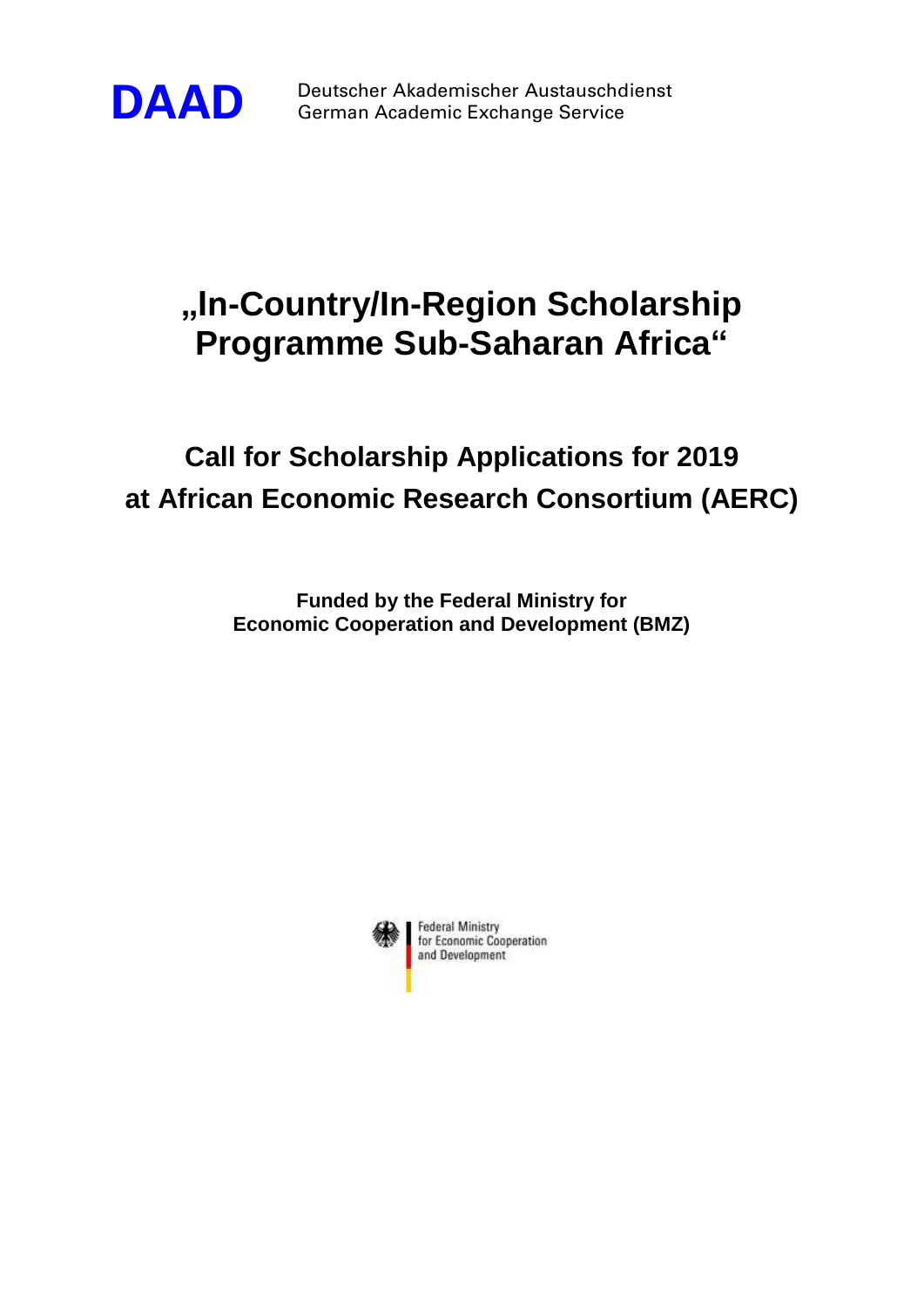**DAAD** Deutscher Akademischer Austauschdienst
German Academic Exchange Service

# „In-Country/In-Region Scholarship Programme Sub-Saharan Africa“

## Call for Scholarship Applications for 2019 at African Economic Research Consortium (AERC)

**Funded by the Federal Ministry for Economic Cooperation and Development (BMZ)**

Federal Ministry for Economic Cooperation and Development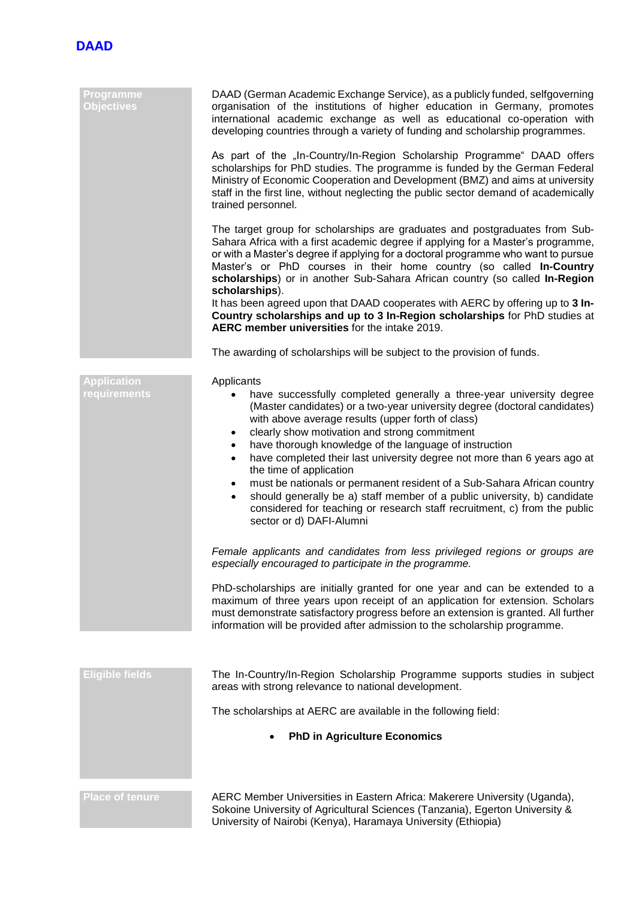# DAAD

## Programme Objectives

DAAD (German Academic Exchange Service), as a publicly funded, selfgoverning organisation of the institutions of higher education in Germany, promotes international academic exchange as well as educational co-operation with developing countries through a variety of funding and scholarship programmes.

As part of the „In-Country/In-Region Scholarship Programme" DAAD offers scholarships for PhD studies. The programme is funded by the German Federal Ministry of Economic Cooperation and Development (BMZ) and aims at university staff in the first line, without neglecting the public sector demand of academically trained personnel.

The target group for scholarships are graduates and postgraduates from Sub-Sahara Africa with a first academic degree if applying for a Master's programme, or with a Master's degree if applying for a doctoral programme who want to pursue Master's or PhD courses in their home country (so called **In-Country scholarships**) or in another Sub-Sahara African country (so called **In-Region scholarships**).

It has been agreed upon that DAAD cooperates with AERC by offering up to **3 In-Country scholarships and up to 3 In-Region scholarships** for PhD studies at **AERC member universities** for the intake 2019.

The awarding of scholarships will be subject to the provision of funds.

## Application requirements

Applicants

- have successfully completed generally a three-year university degree (Master candidates) or a two-year university degree (doctoral candidates) with above average results (upper forth of class)
- clearly show motivation and strong commitment
- have thorough knowledge of the language of instruction
- have completed their last university degree not more than 6 years ago at the time of application
- must be nationals or permanent resident of a Sub-Sahara African country
- should generally be a) staff member of a public university, b) candidate considered for teaching or research staff recruitment, c) from the public sector or d) DAFI-Alumni

*Female applicants and candidates from less privileged regions or groups are especially encouraged to participate in the programme.*

PhD-scholarships are initially granted for one year and can be extended to a maximum of three years upon receipt of an application for extension. Scholars must demonstrate satisfactory progress before an extension is granted. All further information will be provided after admission to the scholarship programme.

## Eligible fields

The In-Country/In-Region Scholarship Programme supports studies in subject areas with strong relevance to national development.

The scholarships at AERC are available in the following field:

- **PhD in Agriculture Economics**

## Place of tenure

AERC Member Universities in Eastern Africa: Makerere University (Uganda), Sokoine University of Agricultural Sciences (Tanzania), Egerton University & University of Nairobi (Kenya), Haramaya University (Ethiopia)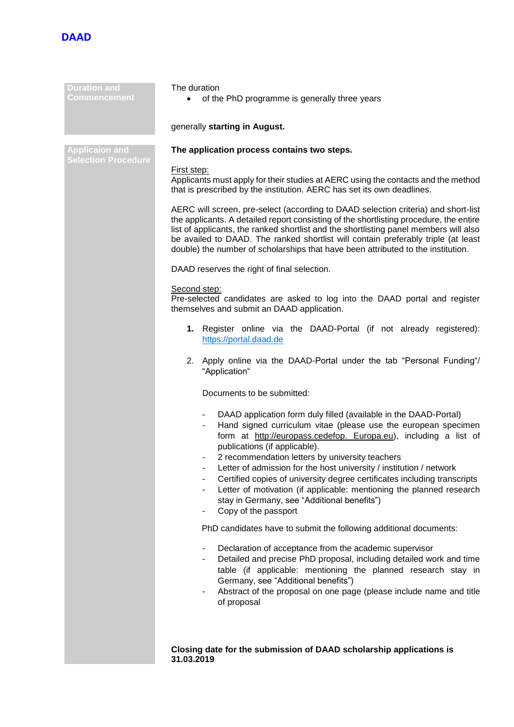| | |
|---|---|
| **Duration and Commencement** | The duration<br>• of the PhD programme is generally three years<br><br>generally **starting in August.** |

## Applicaion and Selection Procedure

**The application process contains two steps.**

First step:
Applicants must apply for their studies at AERC using the contacts and the method that is prescribed by the institution. AERC has set its own deadlines.

AERC will screen, pre-select (according to DAAD selection criteria) and short-list the applicants. A detailed report consisting of the shortlisting procedure, the entire list of applicants, the ranked shortlist and the shortlisting panel members will also be availed to DAAD. The ranked shortlist will contain preferably triple (at least double) the number of scholarships that have been attributed to the institution.

DAAD reserves the right of final selection.

Second step:
Pre-selected candidates are asked to log into the DAAD portal and register themselves and submit an DAAD application.

1. Register online via the DAAD-Portal (if not already registered): https://portal.daad.de

2. Apply online via the DAAD-Portal under the tab "Personal Funding"/ "Application"

   Documents to be submitted:

   - DAAD application form duly filled (available in the DAAD-Portal)
   - Hand signed curriculum vitae (please use the european specimen form at http://europass.cedefop. Europa.eu), including a list of publications (if applicable).
   - 2 recommendation letters by university teachers
   - Letter of admission for the host university / institution / network
   - Certified copies of university degree certificates including transcripts
   - Letter of motivation (if applicable: mentioning the planned research stay in Germany, see "Additional benefits")
   - Copy of the passport

   PhD candidates have to submit the following additional documents:

   - Declaration of acceptance from the academic supervisor
   - Detailed and precise PhD proposal, including detailed work and time table (if applicable: mentioning the planned research stay in Germany, see "Additional benefits")
   - Abstract of the proposal on one page (please include name and title of proposal

**Closing date for the submission of DAAD scholarship applications is 31.03.2019**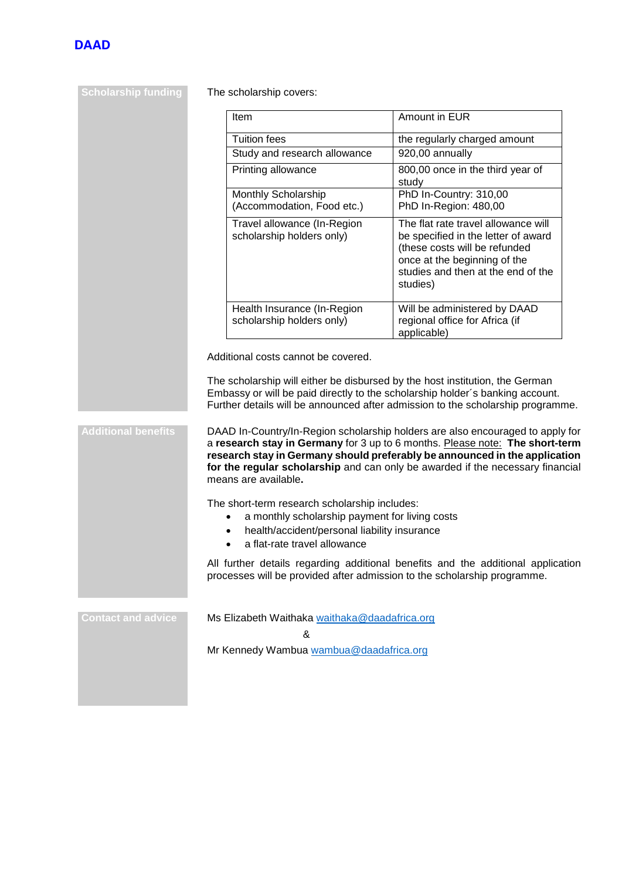## Scholarship funding

The scholarship covers:

| Item | Amount in EUR |
|---|---|
| Tuition fees | the regularly charged amount |
| Study and research allowance | 920,00 annually |
| Printing allowance | 800,00 once in the third year of study |
| Monthly Scholarship (Accommodation, Food etc.) | PhD In-Country: 310,00<br>PhD In-Region: 480,00 |
| Travel allowance (In-Region scholarship holders only) | The flat rate travel allowance will be specified in the letter of award (these costs will be refunded once at the beginning of the studies and then at the end of the studies) |
| Health Insurance (In-Region scholarship holders only) | Will be administered by DAAD regional office for Africa (if applicable) |

Additional costs cannot be covered.

The scholarship will either be disbursed by the host institution, the German Embassy or will be paid directly to the scholarship holder´s banking account. Further details will be announced after admission to the scholarship programme.

## Additional benefits

DAAD In-Country/In-Region scholarship holders are also encouraged to apply for a **research stay in Germany** for 3 up to 6 months. Please note: **The short-term research stay in Germany should preferably be announced in the application for the regular scholarship** and can only be awarded if the necessary financial means are available**.**

The short-term research scholarship includes:

- a monthly scholarship payment for living costs
- health/accident/personal liability insurance
- a flat-rate travel allowance

All further details regarding additional benefits and the additional application processes will be provided after admission to the scholarship programme.

## Contact and advice

Ms Elizabeth Waithaka waithaka@daadafrica.org

&

Mr Kennedy Wambua wambua@daadafrica.org